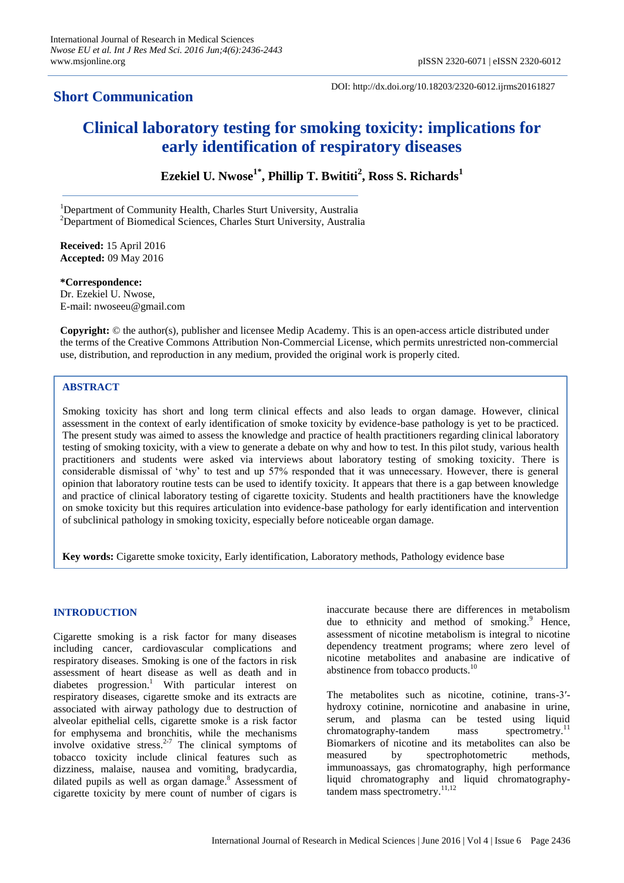**Short Communication**

DOI: http://dx.doi.org/10.18203/2320-6012.ijrms20161827

# Clinical laboratory testing for smoking toxicity: implications for early identification of respiratory diseases

**Ezekiel U. Nwose[1*], Phillip T. Bwititi[2], Ross S. Richards[1]**

[1]Department of Community Health, Charles Sturt University, Australia
[2]Department of Biomedical Sciences, Charles Sturt University, Australia

**Received:** 15 April 2016
**Accepted:** 09 May 2016

**\*Correspondence:**
Dr. Ezekiel U. Nwose,
E-mail: nwoseeu@gmail.com

**Copyright:** © the author(s), publisher and licensee Medip Academy. This is an open-access article distributed under the terms of the Creative Commons Attribution Non-Commercial License, which permits unrestricted non-commercial use, distribution, and reproduction in any medium, provided the original work is properly cited.

## ABSTRACT

Smoking toxicity has short and long term clinical effects and also leads to organ damage. However, clinical assessment in the context of early identification of smoke toxicity by evidence-base pathology is yet to be practiced. The present study was aimed to assess the knowledge and practice of health practitioners regarding clinical laboratory testing of smoking toxicity, with a view to generate a debate on why and how to test. In this pilot study, various health practitioners and students were asked via interviews about laboratory testing of smoking toxicity. There is considerable dismissal of 'why' to test and up 57% responded that it was unnecessary. However, there is general opinion that laboratory routine tests can be used to identify toxicity. It appears that there is a gap between knowledge and practice of clinical laboratory testing of cigarette toxicity. Students and health practitioners have the knowledge on smoke toxicity but this requires articulation into evidence-base pathology for early identification and intervention of subclinical pathology in smoking toxicity, especially before noticeable organ damage.

**Key words:** Cigarette smoke toxicity, Early identification, Laboratory methods, Pathology evidence base

## INTRODUCTION

Cigarette smoking is a risk factor for many diseases including cancer, cardiovascular complications and respiratory diseases. Smoking is one of the factors in risk assessment of heart disease as well as death and in diabetes progression.[1] With particular interest on respiratory diseases, cigarette smoke and its extracts are associated with airway pathology due to destruction of alveolar epithelial cells, cigarette smoke is a risk factor for emphysema and bronchitis, while the mechanisms involve oxidative stress.[2-7] The clinical symptoms of tobacco toxicity include clinical features such as dizziness, malaise, nausea and vomiting, bradycardia, dilated pupils as well as organ damage.[8] Assessment of cigarette toxicity by mere count of number of cigars is inaccurate because there are differences in metabolism due to ethnicity and method of smoking.[9] Hence, assessment of nicotine metabolism is integral to nicotine dependency treatment programs; where zero level of nicotine metabolites and anabasine are indicative of abstinence from tobacco products.[10]

The metabolites such as nicotine, cotinine, trans-3′-hydroxy cotinine, nornicotine and anabasine in urine, serum, and plasma can be tested using liquid chromatography-tandem mass spectrometry.[11] Biomarkers of nicotine and its metabolites can also be measured by spectrophotometric methods, immunoassays, gas chromatography, high performance liquid chromatography and liquid chromatography-tandem mass spectrometry.[11,12]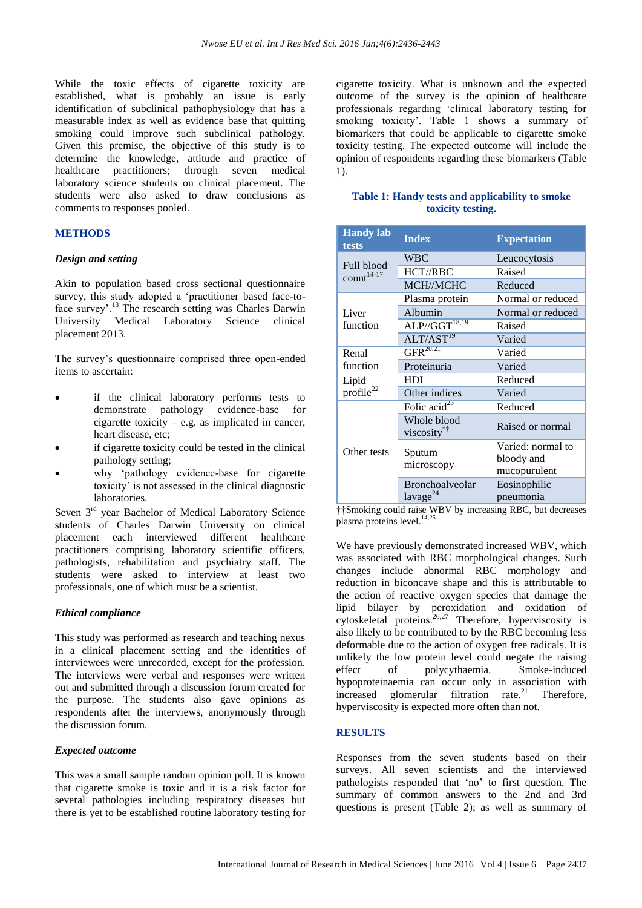While the toxic effects of cigarette toxicity are established, what is probably an issue is early identification of subclinical pathophysiology that has a measurable index as well as evidence base that quitting smoking could improve such subclinical pathology. Given this premise, the objective of this study is to determine the knowledge, attitude and practice of healthcare practitioners; through seven medical laboratory science students on clinical placement. The students were also asked to draw conclusions as comments to responses pooled.

## METHODS

### *Design and setting*

Akin to population based cross sectional questionnaire survey, this study adopted a 'practitioner based face-to-face survey'.[13] The research setting was Charles Darwin University Medical Laboratory Science clinical placement 2013.

The survey's questionnaire comprised three open-ended items to ascertain:

- if the clinical laboratory performs tests to demonstrate pathology evidence-base for cigarette toxicity – e.g. as implicated in cancer, heart disease, etc;
- if cigarette toxicity could be tested in the clinical pathology setting;
- why 'pathology evidence-base for cigarette toxicity' is not assessed in the clinical diagnostic laboratories.

Seven 3rd year Bachelor of Medical Laboratory Science students of Charles Darwin University on clinical placement each interviewed different healthcare practitioners comprising laboratory scientific officers, pathologists, rehabilitation and psychiatry staff. The students were asked to interview at least two professionals, one of which must be a scientist.

### *Ethical compliance*

This study was performed as research and teaching nexus in a clinical placement setting and the identities of interviewees were unrecorded, except for the profession. The interviews were verbal and responses were written out and submitted through a discussion forum created for the purpose. The students also gave opinions as respondents after the interviews, anonymously through the discussion forum.

### *Expected outcome*

This was a small sample random opinion poll. It is known that cigarette smoke is toxic and it is a risk factor for several pathologies including respiratory diseases but there is yet to be established routine laboratory testing for cigarette toxicity. What is unknown and the expected outcome of the survey is the opinion of healthcare professionals regarding 'clinical laboratory testing for smoking toxicity'. Table 1 shows a summary of biomarkers that could be applicable to cigarette smoke toxicity testing. The expected outcome will include the opinion of respondents regarding these biomarkers (Table 1).

**Table 1: Handy tests and applicability to smoke toxicity testing.**

| Handy lab tests | Index | Expectation |
|---|---|---|
| Full blood count[14-17] | WBC | Leucocytosis |
| | HCT//RBC | Raised |
| | MCH//MCHC | Reduced |
| Liver function | Plasma protein | Normal or reduced |
| | Albumin | Normal or reduced |
| | ALP//GGT[18,19] | Raised |
| | ALT/AST[19] | Varied |
| Renal function | GFR[20,21] | Varied |
| | Proteinuria | Varied |
| Lipid profile[22] | HDL | Reduced |
| | Other indices | Varied |
| Other tests | Folic acid[23] | Reduced |
| | Whole blood viscosity[††] | Raised or normal |
| | Sputum microscopy | Varied: normal to bloody and mucopurulent |
| | Bronchoalveolar lavage[24] | Eosinophilic pneumonia |

††Smoking could raise WBV by increasing RBC, but decreases plasma proteins level.[14,25]

We have previously demonstrated increased WBV, which was associated with RBC morphological changes. Such changes include abnormal RBC morphology and reduction in biconcave shape and this is attributable to the action of reactive oxygen species that damage the lipid bilayer by peroxidation and oxidation of cytoskeletal proteins.[26,27] Therefore, hyperviscosity is also likely to be contributed to by the RBC becoming less deformable due to the action of oxygen free radicals. It is unlikely the low protein level could negate the raising effect of polycythaemia. Smoke-induced hypoproteinaemia can occur only in association with increased glomerular filtration rate.[21] Therefore, hyperviscosity is expected more often than not.

## RESULTS

Responses from the seven students based on their surveys. All seven scientists and the interviewed pathologists responded that 'no' to first question. The summary of common answers to the 2nd and 3rd questions is present (Table 2); as well as summary of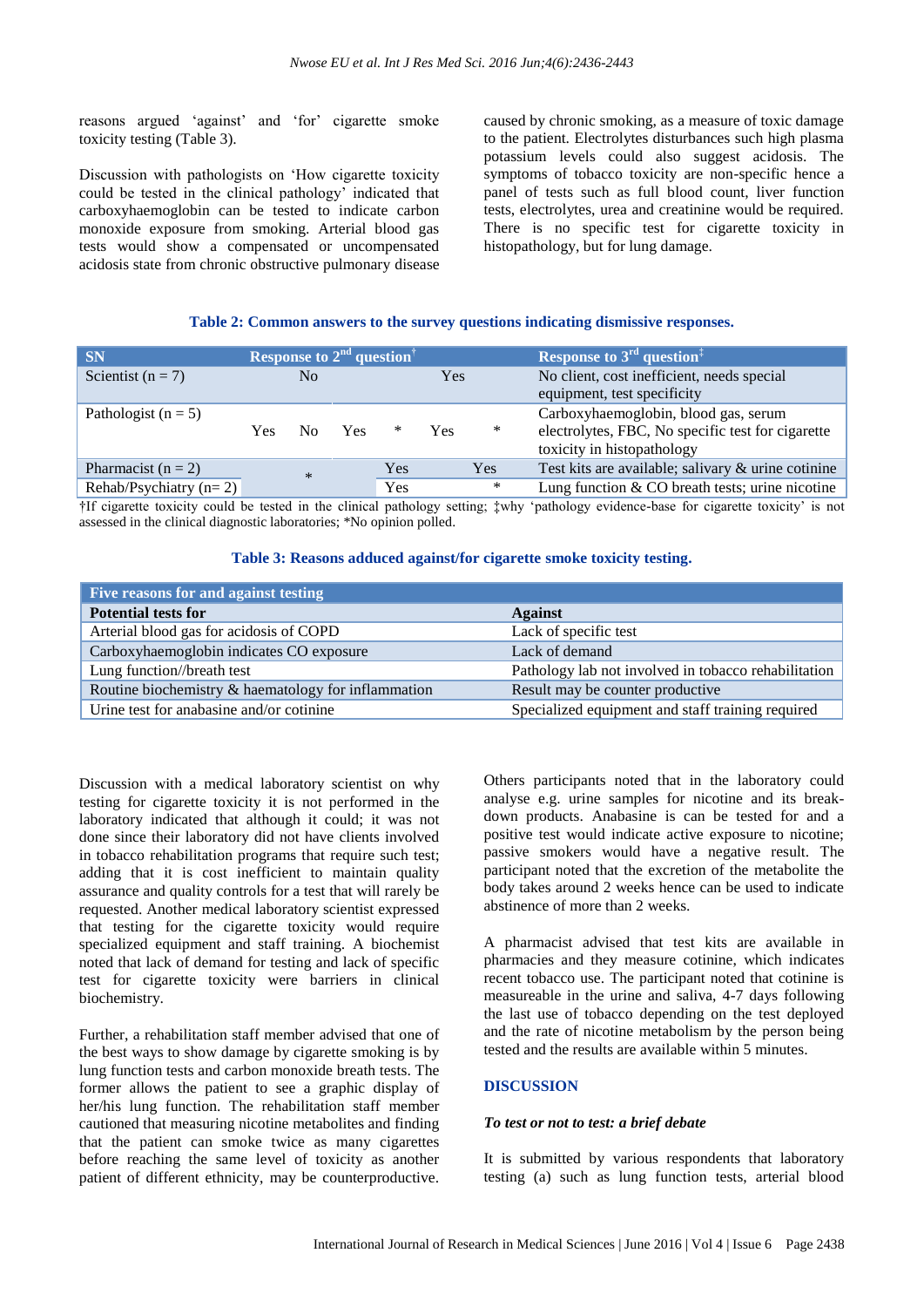reasons argued 'against' and 'for' cigarette smoke toxicity testing (Table 3).

Discussion with pathologists on 'How cigarette toxicity could be tested in the clinical pathology' indicated that carboxyhaemoglobin can be tested to indicate carbon monoxide exposure from smoking. Arterial blood gas tests would show a compensated or uncompensated acidosis state from chronic obstructive pulmonary disease caused by chronic smoking, as a measure of toxic damage to the patient. Electrolytes disturbances such high plasma potassium levels could also suggest acidosis. The symptoms of tobacco toxicity are non-specific hence a panel of tests such as full blood count, liver function tests, electrolytes, urea and creatinine would be required. There is no specific test for cigarette toxicity in histopathology, but for lung damage.

**Table 2: Common answers to the survey questions indicating dismissive responses.**

| SN | Response to 2nd question† | Response to 3rd question‡ |
|---|---|---|
| Scientist (n = 7) | No Yes | No client, cost inefficient, needs special equipment, test specificity |
| Pathologist (n = 5) | Yes No Yes * Yes * | Carboxyhaemoglobin, blood gas, serum electrolytes, FBC, No specific test for cigarette toxicity in histopathology |
| Pharmacist (n = 2) | * Yes Yes | Test kits are available; salivary & urine cotinine |
| Rehab/Psychiatry (n= 2) | * Yes * | Lung function & CO breath tests; urine nicotine |

†If cigarette toxicity could be tested in the clinical pathology setting; ‡why 'pathology evidence-base for cigarette toxicity' is not assessed in the clinical diagnostic laboratories; *No opinion polled.

**Table 3: Reasons adduced against/for cigarette smoke toxicity testing.**

| Five reasons for and against testing | |
|---|---|
| **Potential tests for** | **Against** |
| Arterial blood gas for acidosis of COPD | Lack of specific test |
| Carboxyhaemoglobin indicates CO exposure | Lack of demand |
| Lung function//breath test | Pathology lab not involved in tobacco rehabilitation |
| Routine biochemistry & haematology for inflammation | Result may be counter productive |
| Urine test for anabasine and/or cotinine | Specialized equipment and staff training required |

Discussion with a medical laboratory scientist on why testing for cigarette toxicity it is not performed in the laboratory indicated that although it could; it was not done since their laboratory did not have clients involved in tobacco rehabilitation programs that require such test; adding that it is cost inefficient to maintain quality assurance and quality controls for a test that will rarely be requested. Another medical laboratory scientist expressed that testing for the cigarette toxicity would require specialized equipment and staff training. A biochemist noted that lack of demand for testing and lack of specific test for cigarette toxicity were barriers in clinical biochemistry.

Further, a rehabilitation staff member advised that one of the best ways to show damage by cigarette smoking is by lung function tests and carbon monoxide breath tests. The former allows the patient to see a graphic display of her/his lung function. The rehabilitation staff member cautioned that measuring nicotine metabolites and finding that the patient can smoke twice as many cigarettes before reaching the same level of toxicity as another patient of different ethnicity, may be counterproductive. Others participants noted that in the laboratory could analyse e.g. urine samples for nicotine and its break-down products. Anabasine is can be tested for and a positive test would indicate active exposure to nicotine; passive smokers would have a negative result. The participant noted that the excretion of the metabolite the body takes around 2 weeks hence can be used to indicate abstinence of more than 2 weeks.

A pharmacist advised that test kits are available in pharmacies and they measure cotinine, which indicates recent tobacco use. The participant noted that cotinine is measureable in the urine and saliva, 4-7 days following the last use of tobacco depending on the test deployed and the rate of nicotine metabolism by the person being tested and the results are available within 5 minutes.

## DISCUSSION

### *To test or not to test: a brief debate*

It is submitted by various respondents that laboratory testing (a) such as lung function tests, arterial blood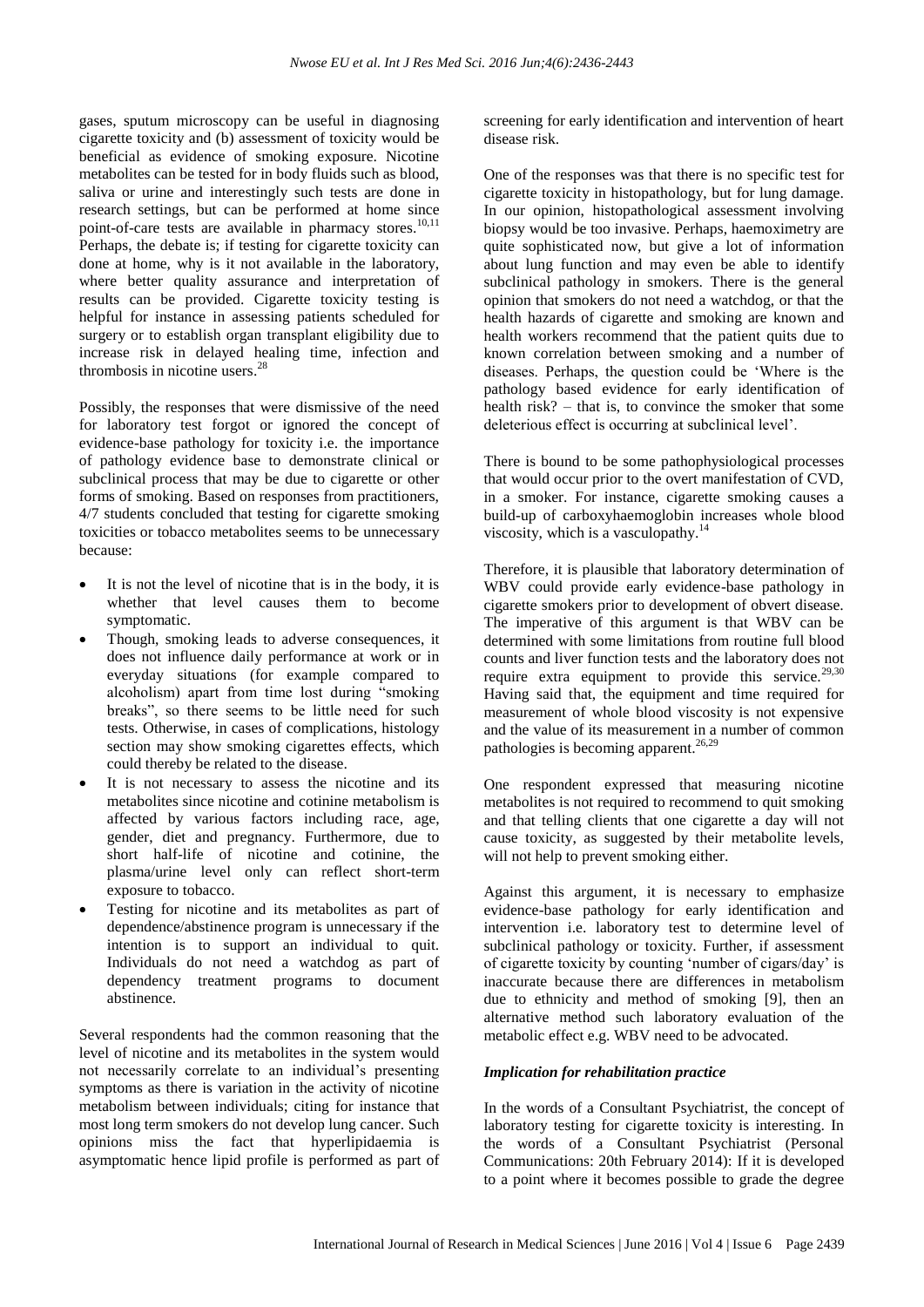gases, sputum microscopy can be useful in diagnosing cigarette toxicity and (b) assessment of toxicity would be beneficial as evidence of smoking exposure. Nicotine metabolites can be tested for in body fluids such as blood, saliva or urine and interestingly such tests are done in research settings, but can be performed at home since point-of-care tests are available in pharmacy stores.[10,11] Perhaps, the debate is; if testing for cigarette toxicity can done at home, why is it not available in the laboratory, where better quality assurance and interpretation of results can be provided. Cigarette toxicity testing is helpful for instance in assessing patients scheduled for surgery or to establish organ transplant eligibility due to increase risk in delayed healing time, infection and thrombosis in nicotine users.[28]

Possibly, the responses that were dismissive of the need for laboratory test forgot or ignored the concept of evidence-base pathology for toxicity i.e. the importance of pathology evidence base to demonstrate clinical or subclinical process that may be due to cigarette or other forms of smoking. Based on responses from practitioners, 4/7 students concluded that testing for cigarette smoking toxicities or tobacco metabolites seems to be unnecessary because:

- It is not the level of nicotine that is in the body, it is whether that level causes them to become symptomatic.
- Though, smoking leads to adverse consequences, it does not influence daily performance at work or in everyday situations (for example compared to alcoholism) apart from time lost during "smoking breaks", so there seems to be little need for such tests. Otherwise, in cases of complications, histology section may show smoking cigarettes effects, which could thereby be related to the disease.
- It is not necessary to assess the nicotine and its metabolites since nicotine and cotinine metabolism is affected by various factors including race, age, gender, diet and pregnancy. Furthermore, due to short half-life of nicotine and cotinine, the plasma/urine level only can reflect short-term exposure to tobacco.
- Testing for nicotine and its metabolites as part of dependence/abstinence program is unnecessary if the intention is to support an individual to quit. Individuals do not need a watchdog as part of dependency treatment programs to document abstinence.

Several respondents had the common reasoning that the level of nicotine and its metabolites in the system would not necessarily correlate to an individual's presenting symptoms as there is variation in the activity of nicotine metabolism between individuals; citing for instance that most long term smokers do not develop lung cancer. Such opinions miss the fact that hyperlipidaemia is asymptomatic hence lipid profile is performed as part of screening for early identification and intervention of heart disease risk.

One of the responses was that there is no specific test for cigarette toxicity in histopathology, but for lung damage. In our opinion, histopathological assessment involving biopsy would be too invasive. Perhaps, haemoximetry are quite sophisticated now, but give a lot of information about lung function and may even be able to identify subclinical pathology in smokers. There is the general opinion that smokers do not need a watchdog, or that the health hazards of cigarette and smoking are known and health workers recommend that the patient quits due to known correlation between smoking and a number of diseases. Perhaps, the question could be 'Where is the pathology based evidence for early identification of health risk? – that is, to convince the smoker that some deleterious effect is occurring at subclinical level'.

There is bound to be some pathophysiological processes that would occur prior to the overt manifestation of CVD, in a smoker. For instance, cigarette smoking causes a build-up of carboxyhaemoglobin increases whole blood viscosity, which is a vasculopathy.[14]

Therefore, it is plausible that laboratory determination of WBV could provide early evidence-base pathology in cigarette smokers prior to development of obvert disease. The imperative of this argument is that WBV can be determined with some limitations from routine full blood counts and liver function tests and the laboratory does not require extra equipment to provide this service.[29,30] Having said that, the equipment and time required for measurement of whole blood viscosity is not expensive and the value of its measurement in a number of common pathologies is becoming apparent.[26,29]

One respondent expressed that measuring nicotine metabolites is not required to recommend to quit smoking and that telling clients that one cigarette a day will not cause toxicity, as suggested by their metabolite levels, will not help to prevent smoking either.

Against this argument, it is necessary to emphasize evidence-base pathology for early identification and intervention i.e. laboratory test to determine level of subclinical pathology or toxicity. Further, if assessment of cigarette toxicity by counting 'number of cigars/day' is inaccurate because there are differences in metabolism due to ethnicity and method of smoking [9], then an alternative method such laboratory evaluation of the metabolic effect e.g. WBV need to be advocated.

### *Implication for rehabilitation practice*

In the words of a Consultant Psychiatrist, the concept of laboratory testing for cigarette toxicity is interesting. In the words of a Consultant Psychiatrist (Personal Communications: 20th February 2014): If it is developed to a point where it becomes possible to grade the degree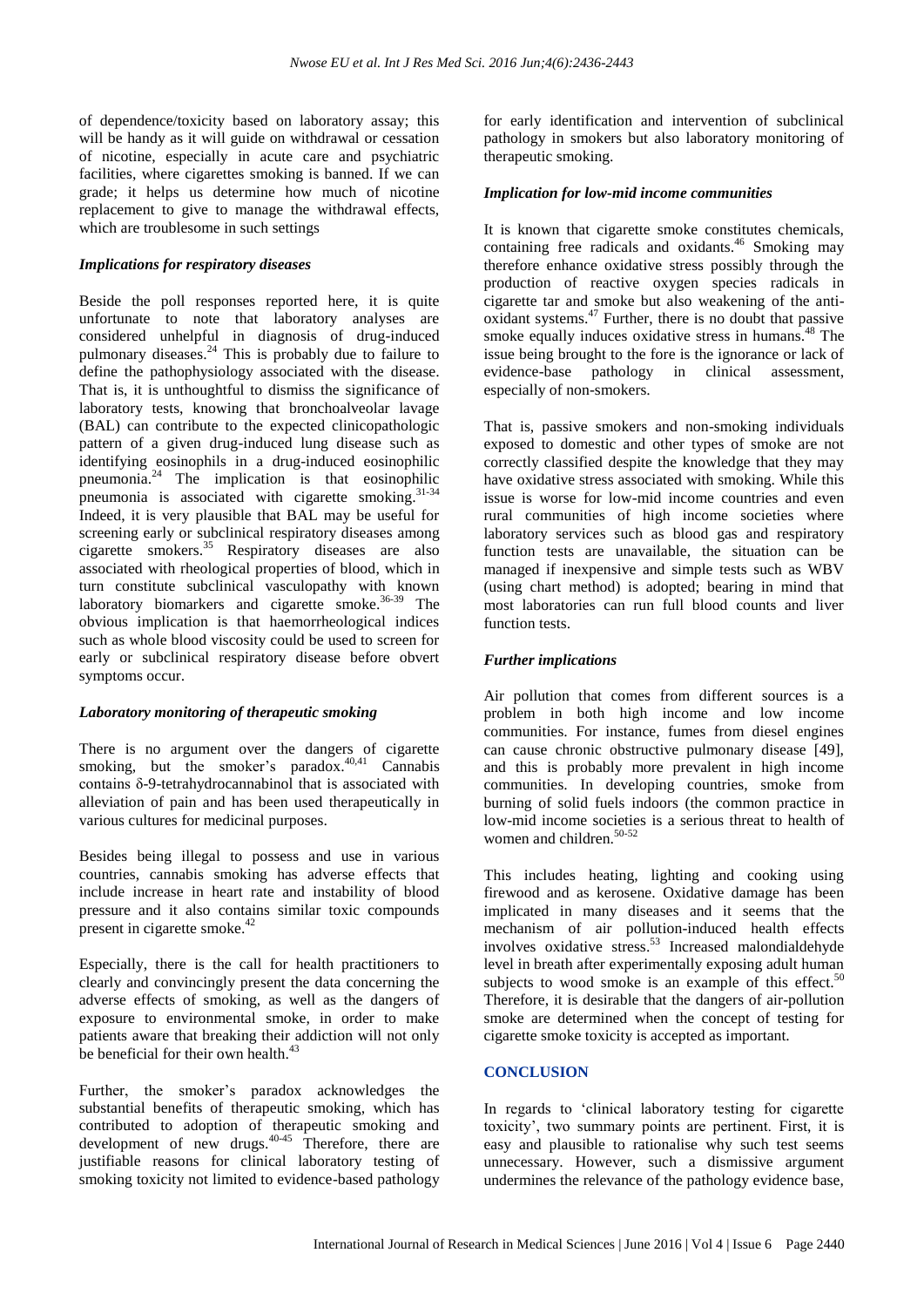of dependence/toxicity based on laboratory assay; this will be handy as it will guide on withdrawal or cessation of nicotine, especially in acute care and psychiatric facilities, where cigarettes smoking is banned. If we can grade; it helps us determine how much of nicotine replacement to give to manage the withdrawal effects, which are troublesome in such settings

### *Implications for respiratory diseases*

Beside the poll responses reported here, it is quite unfortunate to note that laboratory analyses are considered unhelpful in diagnosis of drug-induced pulmonary diseases.[24] This is probably due to failure to define the pathophysiology associated with the disease. That is, it is unthoughtful to dismiss the significance of laboratory tests, knowing that bronchoalveolar lavage (BAL) can contribute to the expected clinicopathologic pattern of a given drug-induced lung disease such as identifying eosinophils in a drug-induced eosinophilic pneumonia.[24] The implication is that eosinophilic pneumonia is associated with cigarette smoking.[31-34] Indeed, it is very plausible that BAL may be useful for screening early or subclinical respiratory diseases among cigarette smokers.[35] Respiratory diseases are also associated with rheological properties of blood, which in turn constitute subclinical vasculopathy with known laboratory biomarkers and cigarette smoke.[36-39] The obvious implication is that haemorrheological indices such as whole blood viscosity could be used to screen for early or subclinical respiratory disease before obvert symptoms occur.

### *Laboratory monitoring of therapeutic smoking*

There is no argument over the dangers of cigarette smoking, but the smoker's paradox.[40,41] Cannabis contains δ-9-tetrahydrocannabinol that is associated with alleviation of pain and has been used therapeutically in various cultures for medicinal purposes.

Besides being illegal to possess and use in various countries, cannabis smoking has adverse effects that include increase in heart rate and instability of blood pressure and it also contains similar toxic compounds present in cigarette smoke.[42]

Especially, there is the call for health practitioners to clearly and convincingly present the data concerning the adverse effects of smoking, as well as the dangers of exposure to environmental smoke, in order to make patients aware that breaking their addiction will not only be beneficial for their own health.[43]

Further, the smoker's paradox acknowledges the substantial benefits of therapeutic smoking, which has contributed to adoption of therapeutic smoking and development of new drugs.[40-45] Therefore, there are justifiable reasons for clinical laboratory testing of smoking toxicity not limited to evidence-based pathology for early identification and intervention of subclinical pathology in smokers but also laboratory monitoring of therapeutic smoking.

### *Implication for low-mid income communities*

It is known that cigarette smoke constitutes chemicals, containing free radicals and oxidants.[46] Smoking may therefore enhance oxidative stress possibly through the production of reactive oxygen species radicals in cigarette tar and smoke but also weakening of the anti-oxidant systems.[47] Further, there is no doubt that passive smoke equally induces oxidative stress in humans.[48] The issue being brought to the fore is the ignorance or lack of evidence-base pathology in clinical assessment, especially of non-smokers.

That is, passive smokers and non-smoking individuals exposed to domestic and other types of smoke are not correctly classified despite the knowledge that they may have oxidative stress associated with smoking. While this issue is worse for low-mid income countries and even rural communities of high income societies where laboratory services such as blood gas and respiratory function tests are unavailable, the situation can be managed if inexpensive and simple tests such as WBV (using chart method) is adopted; bearing in mind that most laboratories can run full blood counts and liver function tests.

### *Further implications*

Air pollution that comes from different sources is a problem in both high income and low income communities. For instance, fumes from diesel engines can cause chronic obstructive pulmonary disease [49], and this is probably more prevalent in high income communities. In developing countries, smoke from burning of solid fuels indoors (the common practice in low-mid income societies is a serious threat to health of women and children.[50-52]

This includes heating, lighting and cooking using firewood and as kerosene. Oxidative damage has been implicated in many diseases and it seems that the mechanism of air pollution-induced health effects involves oxidative stress.[53] Increased malondialdehyde level in breath after experimentally exposing adult human subjects to wood smoke is an example of this effect.[50] Therefore, it is desirable that the dangers of air-pollution smoke are determined when the concept of testing for cigarette smoke toxicity is accepted as important.

## CONCLUSION

In regards to 'clinical laboratory testing for cigarette toxicity', two summary points are pertinent. First, it is easy and plausible to rationalise why such test seems unnecessary. However, such a dismissive argument undermines the relevance of the pathology evidence base,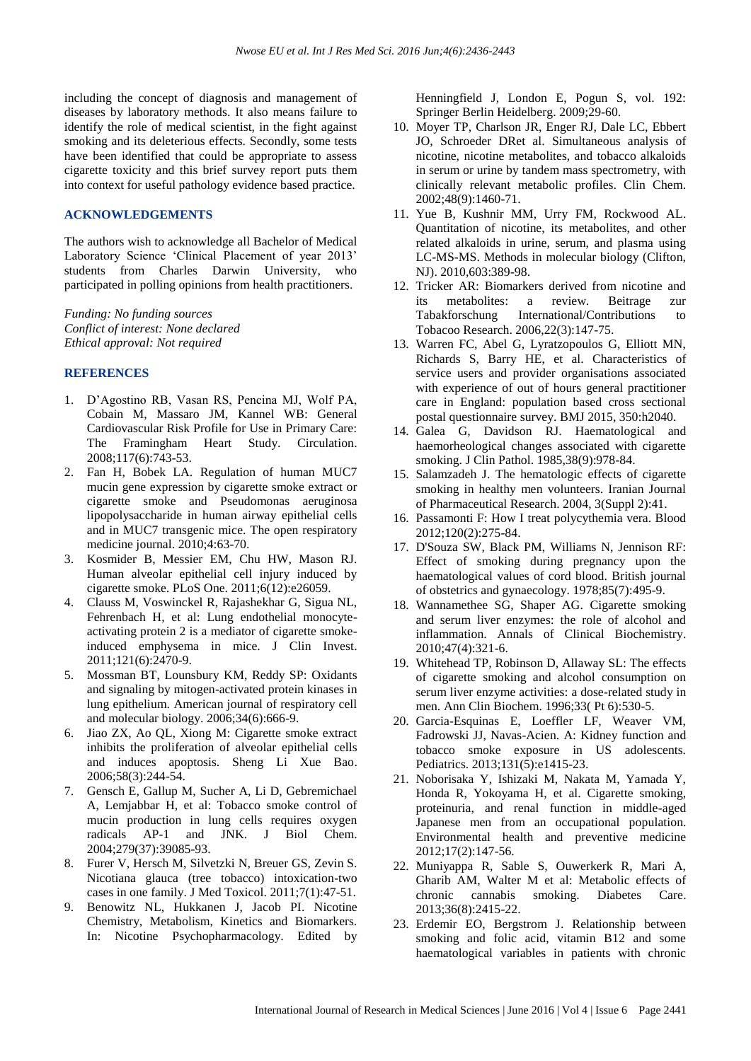including the concept of diagnosis and management of diseases by laboratory methods. It also means failure to identify the role of medical scientist, in the fight against smoking and its deleterious effects. Secondly, some tests have been identified that could be appropriate to assess cigarette toxicity and this brief survey report puts them into context for useful pathology evidence based practice.

## ACKNOWLEDGEMENTS

The authors wish to acknowledge all Bachelor of Medical Laboratory Science 'Clinical Placement of year 2013' students from Charles Darwin University, who participated in polling opinions from health practitioners.

*Funding: No funding sources*
*Conflict of interest: None declared*
*Ethical approval: Not required*

## REFERENCES

1. D'Agostino RB, Vasan RS, Pencina MJ, Wolf PA, Cobain M, Massaro JM, Kannel WB: General Cardiovascular Risk Profile for Use in Primary Care: The Framingham Heart Study. Circulation. 2008;117(6):743-53.
2. Fan H, Bobek LA. Regulation of human MUC7 mucin gene expression by cigarette smoke extract or cigarette smoke and Pseudomonas aeruginosa lipopolysaccharide in human airway epithelial cells and in MUC7 transgenic mice. The open respiratory medicine journal. 2010;4:63-70.
3. Kosmider B, Messier EM, Chu HW, Mason RJ. Human alveolar epithelial cell injury induced by cigarette smoke. PLoS One. 2011;6(12):e26059.
4. Clauss M, Voswinckel R, Rajashekhar G, Sigua NL, Fehrenbach H, et al: Lung endothelial monocyte-activating protein 2 is a mediator of cigarette smoke-induced emphysema in mice. J Clin Invest. 2011;121(6):2470-9.
5. Mossman BT, Lounsbury KM, Reddy SP: Oxidants and signaling by mitogen-activated protein kinases in lung epithelium. American journal of respiratory cell and molecular biology. 2006;34(6):666-9.
6. Jiao ZX, Ao QL, Xiong M: Cigarette smoke extract inhibits the proliferation of alveolar epithelial cells and induces apoptosis. Sheng Li Xue Bao. 2006;58(3):244-54.
7. Gensch E, Gallup M, Sucher A, Li D, Gebremichael A, Lemjabbar H, et al: Tobacco smoke control of mucin production in lung cells requires oxygen radicals AP-1 and JNK. J Biol Chem. 2004;279(37):39085-93.
8. Furer V, Hersch M, Silvetzki N, Breuer GS, Zevin S. Nicotiana glauca (tree tobacco) intoxication-two cases in one family. J Med Toxicol. 2011;7(1):47-51.
9. Benowitz NL, Hukkanen J, Jacob PI. Nicotine Chemistry, Metabolism, Kinetics and Biomarkers. In: Nicotine Psychopharmacology. Edited by Henningfield J, London E, Pogun S, vol. 192: Springer Berlin Heidelberg. 2009;29-60.
10. Moyer TP, Charlson JR, Enger RJ, Dale LC, Ebbert JO, Schroeder DRet al. Simultaneous analysis of nicotine, nicotine metabolites, and tobacco alkaloids in serum or urine by tandem mass spectrometry, with clinically relevant metabolic profiles. Clin Chem. 2002;48(9):1460-71.
11. Yue B, Kushnir MM, Urry FM, Rockwood AL. Quantitation of nicotine, its metabolites, and other related alkaloids in urine, serum, and plasma using LC-MS-MS. Methods in molecular biology (Clifton, NJ). 2010,603:389-98.
12. Tricker AR: Biomarkers derived from nicotine and its metabolites: a review. Beitrage zur Tabakforschung International/Contributions to Tobacoo Research. 2006,22(3):147-75.
13. Warren FC, Abel G, Lyratzopoulos G, Elliott MN, Richards S, Barry HE, et al. Characteristics of service users and provider organisations associated with experience of out of hours general practitioner care in England: population based cross sectional postal questionnaire survey. BMJ 2015, 350:h2040.
14. Galea G, Davidson RJ. Haematological and haemorheological changes associated with cigarette smoking. J Clin Pathol. 1985,38(9):978-84.
15. Salamzadeh J. The hematologic effects of cigarette smoking in healthy men volunteers. Iranian Journal of Pharmaceutical Research. 2004, 3(Suppl 2):41.
16. Passamonti F: How I treat polycythemia vera. Blood 2012;120(2):275-84.
17. D'Souza SW, Black PM, Williams N, Jennison RF: Effect of smoking during pregnancy upon the haematological values of cord blood. British journal of obstetrics and gynaecology. 1978;85(7):495-9.
18. Wannamethee SG, Shaper AG. Cigarette smoking and serum liver enzymes: the role of alcohol and inflammation. Annals of Clinical Biochemistry. 2010;47(4):321-6.
19. Whitehead TP, Robinson D, Allaway SL: The effects of cigarette smoking and alcohol consumption on serum liver enzyme activities: a dose-related study in men. Ann Clin Biochem. 1996;33( Pt 6):530-5.
20. Garcia-Esquinas E, Loeffler LF, Weaver VM, Fadrowski JJ, Navas-Acien. A: Kidney function and tobacco smoke exposure in US adolescents. Pediatrics. 2013;131(5):e1415-23.
21. Noborisaka Y, Ishizaki M, Nakata M, Yamada Y, Honda R, Yokoyama H, et al. Cigarette smoking, proteinuria, and renal function in middle-aged Japanese men from an occupational population. Environmental health and preventive medicine 2012;17(2):147-56.
22. Muniyappa R, Sable S, Ouwerkerk R, Mari A, Gharib AM, Walter M et al: Metabolic effects of chronic cannabis smoking. Diabetes Care. 2013;36(8):2415-22.
23. Erdemir EO, Bergstrom J. Relationship between smoking and folic acid, vitamin B12 and some haematological variables in patients with chronic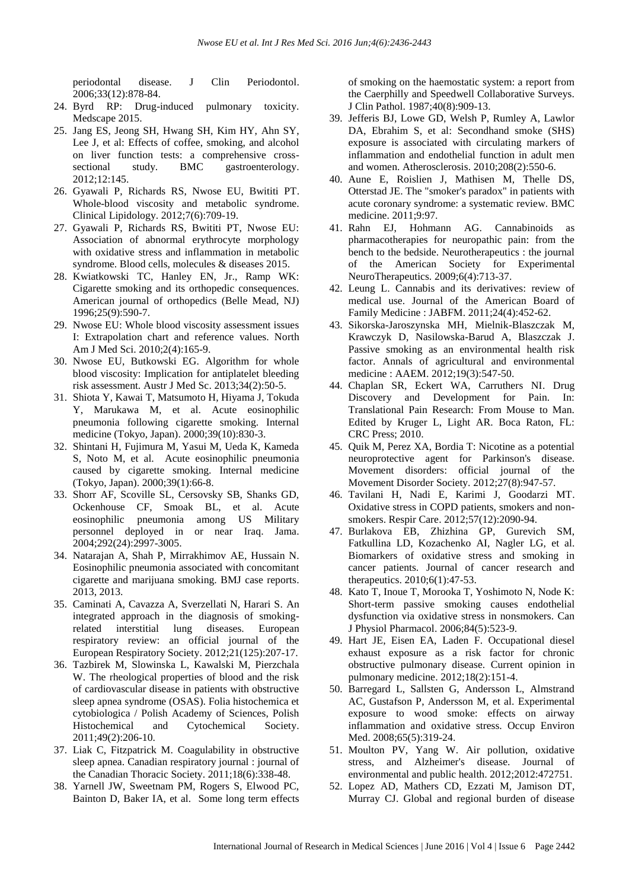periodontal disease. J Clin Periodontol. 2006;33(12):878-84.

24. Byrd RP: Drug-induced pulmonary toxicity. Medscape 2015.
25. Jang ES, Jeong SH, Hwang SH, Kim HY, Ahn SY, Lee J, et al: Effects of coffee, smoking, and alcohol on liver function tests: a comprehensive cross-sectional study. BMC gastroenterology. 2012;12:145.
26. Gyawali P, Richards RS, Nwose EU, Bwititi PT. Whole-blood viscosity and metabolic syndrome. Clinical Lipidology. 2012;7(6):709-19.
27. Gyawali P, Richards RS, Bwititi PT, Nwose EU: Association of abnormal erythrocyte morphology with oxidative stress and inflammation in metabolic syndrome. Blood cells, molecules & diseases 2015.
28. Kwiatkowski TC, Hanley EN, Jr., Ramp WK: Cigarette smoking and its orthopedic consequences. American journal of orthopedics (Belle Mead, NJ) 1996;25(9):590-7.
29. Nwose EU: Whole blood viscosity assessment issues I: Extrapolation chart and reference values. North Am J Med Sci. 2010;2(4):165-9.
30. Nwose EU, Butkowski EG. Algorithm for whole blood viscosity: Implication for antiplatelet bleeding risk assessment. Austr J Med Sc. 2013;34(2):50-5.
31. Shiota Y, Kawai T, Matsumoto H, Hiyama J, Tokuda Y, Marukawa M, et al. Acute eosinophilic pneumonia following cigarette smoking. Internal medicine (Tokyo, Japan). 2000;39(10):830-3.
32. Shintani H, Fujimura M, Yasui M, Ueda K, Kameda S, Noto M, et al. Acute eosinophilic pneumonia caused by cigarette smoking. Internal medicine (Tokyo, Japan). 2000;39(1):66-8.
33. Shorr AF, Scoville SL, Cersovsky SB, Shanks GD, Ockenhouse CF, Smoak BL, et al. Acute eosinophilic pneumonia among US Military personnel deployed in or near Iraq. Jama. 2004;292(24):2997-3005.
34. Natarajan A, Shah P, Mirrakhimov AE, Hussain N. Eosinophilic pneumonia associated with concomitant cigarette and marijuana smoking. BMJ case reports. 2013, 2013.
35. Caminati A, Cavazza A, Sverzellati N, Harari S. An integrated approach in the diagnosis of smoking-related interstitial lung diseases. European respiratory review: an official journal of the European Respiratory Society. 2012;21(125):207-17.
36. Tazbirek M, Slowinska L, Kawalski M, Pierzchala W. The rheological properties of blood and the risk of cardiovascular disease in patients with obstructive sleep apnea syndrome (OSAS). Folia histochemica et cytobiologica / Polish Academy of Sciences, Polish Histochemical and Cytochemical Society. 2011;49(2):206-10.
37. Liak C, Fitzpatrick M. Coagulability in obstructive sleep apnea. Canadian respiratory journal : journal of the Canadian Thoracic Society. 2011;18(6):338-48.
38. Yarnell JW, Sweetnam PM, Rogers S, Elwood PC, Bainton D, Baker IA, et al. Some long term effects of smoking on the haemostatic system: a report from the Caerphilly and Speedwell Collaborative Surveys. J Clin Pathol. 1987;40(8):909-13.
39. Jefferis BJ, Lowe GD, Welsh P, Rumley A, Lawlor DA, Ebrahim S, et al: Secondhand smoke (SHS) exposure is associated with circulating markers of inflammation and endothelial function in adult men and women. Atherosclerosis. 2010;208(2):550-6.
40. Aune E, Roislien J, Mathisen M, Thelle DS, Otterstad JE. The "smoker's paradox" in patients with acute coronary syndrome: a systematic review. BMC medicine. 2011;9:97.
41. Rahn EJ, Hohmann AG. Cannabinoids as pharmacotherapies for neuropathic pain: from the bench to the bedside. Neurotherapeutics : the journal of the American Society for Experimental NeuroTherapeutics. 2009;6(4):713-37.
42. Leung L. Cannabis and its derivatives: review of medical use. Journal of the American Board of Family Medicine : JABFM. 2011;24(4):452-62.
43. Sikorska-Jaroszynska MH, Mielnik-Blaszczak M, Krawczyk D, Nasilowska-Barud A, Blaszczak J. Passive smoking as an environmental health risk factor. Annals of agricultural and environmental medicine : AAEM. 2012;19(3):547-50.
44. Chaplan SR, Eckert WA, Carruthers NI. Drug Discovery and Development for Pain. In: Translational Pain Research: From Mouse to Man. Edited by Kruger L, Light AR. Boca Raton, FL: CRC Press; 2010.
45. Quik M, Perez XA, Bordia T: Nicotine as a potential neuroprotective agent for Parkinson's disease. Movement disorders: official journal of the Movement Disorder Society. 2012;27(8):947-57.
46. Tavilani H, Nadi E, Karimi J, Goodarzi MT. Oxidative stress in COPD patients, smokers and non-smokers. Respir Care. 2012;57(12):2090-94.
47. Burlakova EB, Zhizhina GP, Gurevich SM, Fatkullina LD, Kozachenko AI, Nagler LG, et al. Biomarkers of oxidative stress and smoking in cancer patients. Journal of cancer research and therapeutics. 2010;6(1):47-53.
48. Kato T, Inoue T, Morooka T, Yoshimoto N, Node K: Short-term passive smoking causes endothelial dysfunction via oxidative stress in nonsmokers. Can J Physiol Pharmacol. 2006;84(5):523-9.
49. Hart JE, Eisen EA, Laden F. Occupational diesel exhaust exposure as a risk factor for chronic obstructive pulmonary disease. Current opinion in pulmonary medicine. 2012;18(2):151-4.
50. Barregard L, Sallsten G, Andersson L, Almstrand AC, Gustafson P, Andersson M, et al. Experimental exposure to wood smoke: effects on airway inflammation and oxidative stress. Occup Environ Med. 2008;65(5):319-24.
51. Moulton PV, Yang W. Air pollution, oxidative stress, and Alzheimer's disease. Journal of environmental and public health. 2012;2012:472751.
52. Lopez AD, Mathers CD, Ezzati M, Jamison DT, Murray CJ. Global and regional burden of disease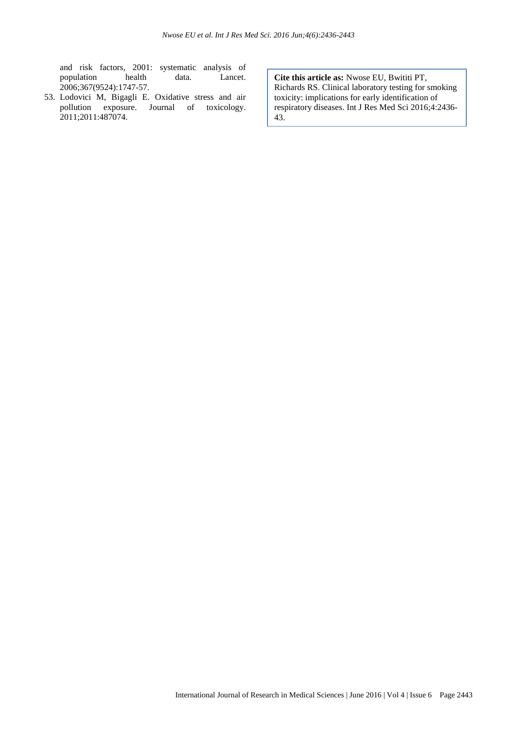and risk factors, 2001: systematic analysis of population health data. Lancet. 2006;367(9524):1747-57.

53. Lodovici M, Bigagli E. Oxidative stress and air pollution exposure. Journal of toxicology. 2011;2011:487074.

**Cite this article as:** Nwose EU, Bwititi PT, Richards RS. Clinical laboratory testing for smoking toxicity: implications for early identification of respiratory diseases. Int J Res Med Sci 2016;4:2436-43.